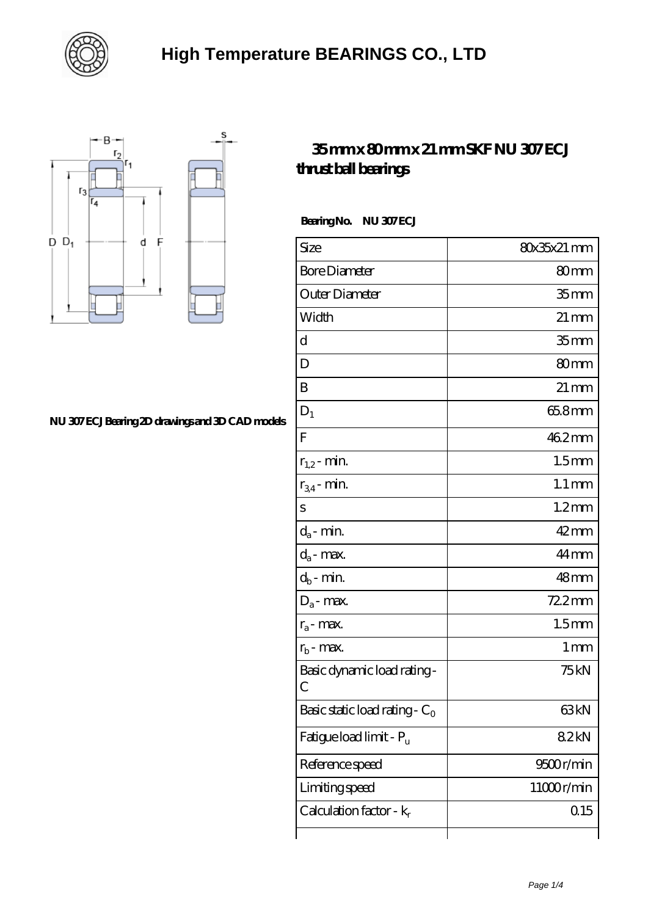# High Temperature BEARINGS CO., LTD

## 35 mm x 80 mm x 21 mm SKF NU 307 ECJ thrust ball bearings

NU 307 ECJ Bearing 2D drawings and 3D CAD models

**Bearing No.** NU 307 ECJ

| | |
|---|---|
| Size | 80x35x21 mm |
| Bore Diameter | 80 mm |
| Outer Diameter | 35 mm |
| Width | 21 mm |
| d | 35 mm |
| D | 80 mm |
| B | 21 mm |
| $D_1$ | 65.8 mm |
| F | 46.2 mm |
| $r_{1,2}$ - min. | 1.5 mm |
| $r_{3,4}$ - min. | 1.1 mm |
| s | 1.2 mm |
| $d_a$ - min. | 42 mm |
| $d_a$ - max. | 44 mm |
| $d_b$ - min. | 48 mm |
| $D_a$ - max. | 72.2 mm |
| $r_a$ - max. | 1.5 mm |
| $r_b$ - max. | 1 mm |
| Basic dynamic load rating - C | 75 kN |
| Basic static load rating - $C_0$ | 63 kN |
| Fatigue load limit - $P_u$ | 8.2 kN |
| Reference speed | 9500 r/min |
| Limiting speed | 11000 r/min |
| Calculation factor - $k_r$ | 0.15 |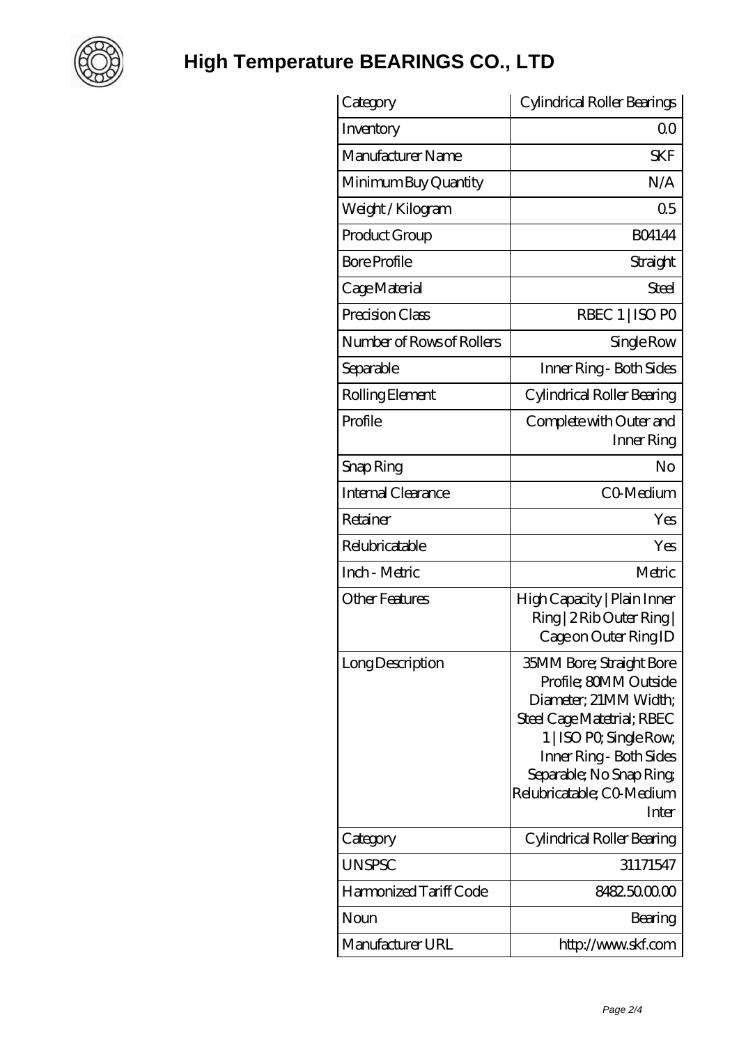# High Temperature BEARINGS CO., LTD

| Category | Cylindrical Roller Bearings |
|---|---|
| Inventory | 0.0 |
| Manufacturer Name | SKF |
| Minimum Buy Quantity | N/A |
| Weight / Kilogram | 0.5 |
| Product Group | B04144 |
| Bore Profile | Straight |
| Cage Material | Steel |
| Precision Class | RBEC 1 \| ISO P0 |
| Number of Rows of Rollers | Single Row |
| Separable | Inner Ring - Both Sides |
| Rolling Element | Cylindrical Roller Bearing |
| Profile | Complete with Outer and Inner Ring |
| Snap Ring | No |
| Internal Clearance | C0-Medium |
| Retainer | Yes |
| Relubricatable | Yes |
| Inch - Metric | Metric |
| Other Features | High Capacity \| Plain Inner Ring \| 2 Rib Outer Ring \| Cage on Outer Ring ID |
| Long Description | 35MM Bore; Straight Bore Profile; 80MM Outside Diameter; 21MM Width; Steel Cage Matetrial; RBEC 1 \| ISO P0; Single Row; Inner Ring - Both Sides Separable; No Snap Ring; Relubricatable; C0-Medium Inter |
| Category | Cylindrical Roller Bearing |
| UNSPSC | 31171547 |
| Harmonized Tariff Code | 8482.50.00.00 |
| Noun | Bearing |
| Manufacturer URL | http://www.skf.com |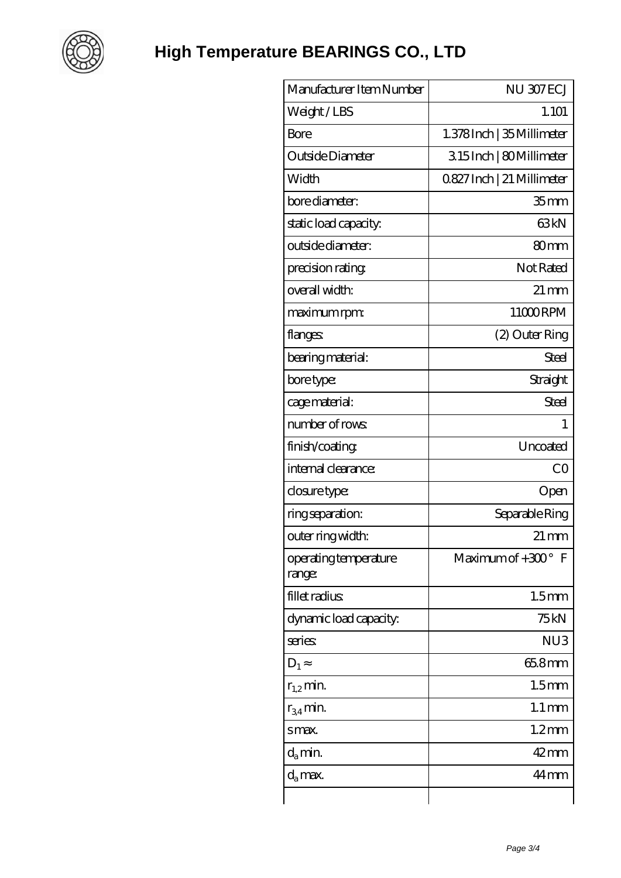# High Temperature BEARINGS CO., LTD

| Manufacturer Item Number | NU 307 ECJ |
| --- | --- |
| Weight / LBS | 1.101 |
| Bore | 1.378 Inch \| 35 Millimeter |
| Outside Diameter | 3.15 Inch \| 80 Millimeter |
| Width | 0.827 Inch \| 21 Millimeter |
| bore diameter: | 35 mm |
| static load capacity: | 63 kN |
| outside diameter: | 80 mm |
| precision rating: | Not Rated |
| overall width: | 21 mm |
| maximum rpm: | 11000 RPM |
| flanges: | (2) Outer Ring |
| bearing material: | Steel |
| bore type: | Straight |
| cage material: | Steel |
| number of rows: | 1 |
| finish/coating: | Uncoated |
| internal clearance: | C0 |
| closure type: | Open |
| ring separation: | Separable Ring |
| outer ring width: | 21 mm |
| operating temperature range: | Maximum of +300 ° F |
| fillet radius: | 1.5 mm |
| dynamic load capacity: | 75 kN |
| series: | NU3 |
| $D_1 \approx$ | 65.8 mm |
| $r_{1,2}$ min. | 1.5 mm |
| $r_{3,4}$ min. | 1.1 mm |
| s max. | 1.2 mm |
| $d_a$ min. | 42 mm |
| $d_a$ max. | 44 mm |
| | |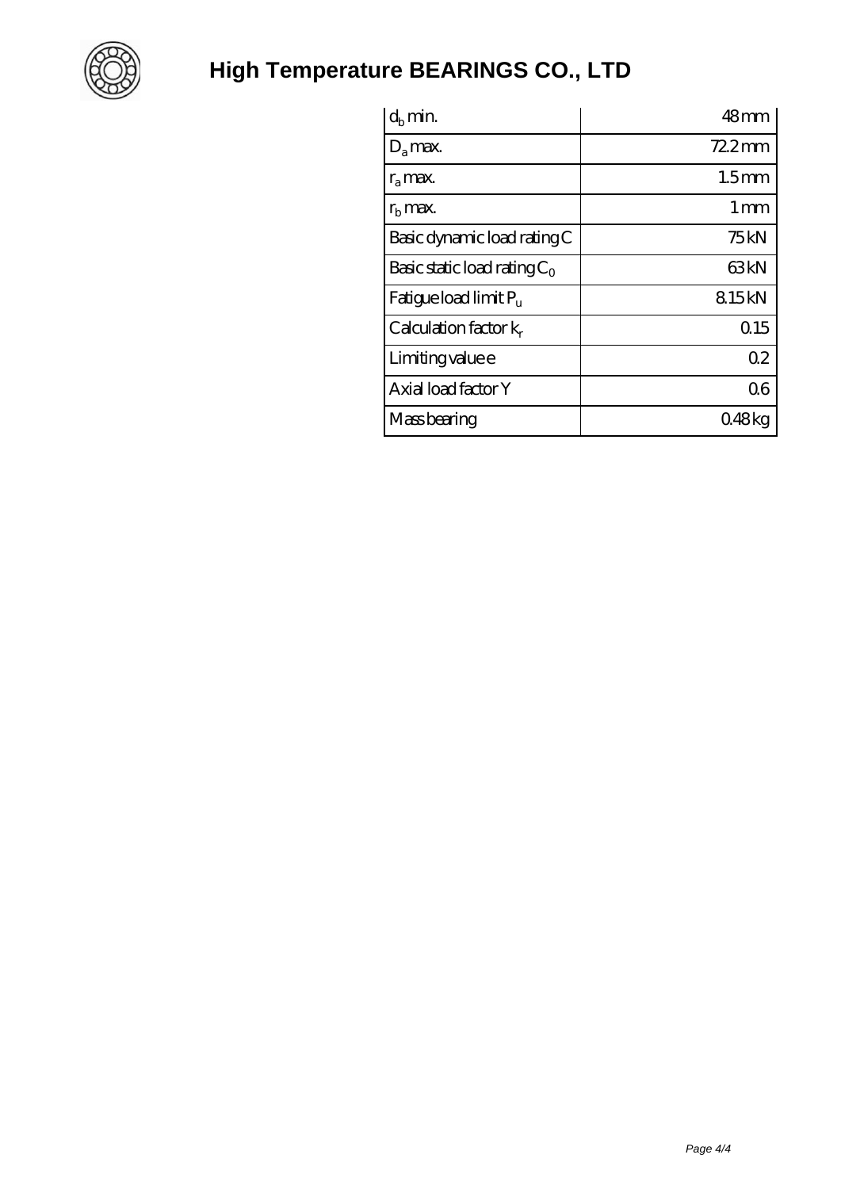| | |
|---|---|
| $d_b$ min. | 48 mm |
| $D_a$ max. | 72.2 mm |
| $r_a$ max. | 1.5 mm |
| $r_b$ max. | 1 mm |
| Basic dynamic load rating C | 75 kN |
| Basic static load rating $C_0$ | 63 kN |
| Fatigue load limit $P_u$ | 8.15 kN |
| Calculation factor $k_r$ | 0.15 |
| Limiting value e | 0.2 |
| Axial load factor Y | 0.6 |
| Mass bearing | 0.48 kg |